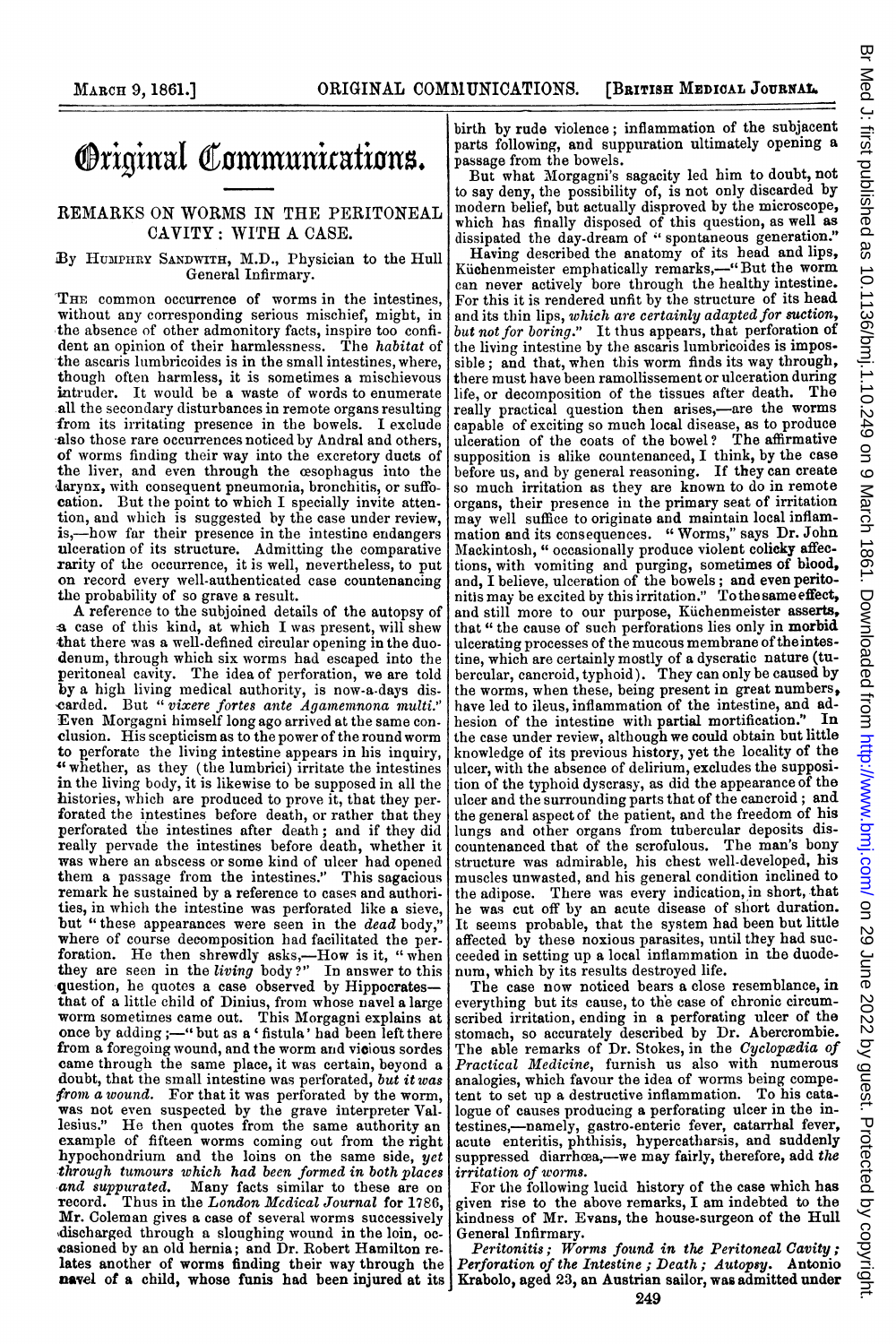# Original Communications.

## REMARKS ON WORMS IN THE PERITONEAL CAVITY: WITH A CASE.

By Humphry Sandwith, M.D., Physician to the Hull General Infirmary.

The common occurrence of worms in the intestines, without any corresponding serious mischief, might, in the absence of other admonitory facts, inspire too confident an opinion of their harmlessness. The *habitat* of the ascaris lumbricoides is in the small intestines, where, though often harmless, it is sometimes a mischievous intruder. It would be a waste of words to enumerate all the secondary disturbances in remote organs resulting from its irritating presence in the bowels. I exclude also those rare occurrences noticed by Andral and others, of worms finding their way into the excretory ducts of the liver, and even through the œsophagus into the larynx, with consequent pneumonia, bronchitis, or suffocation. But the point to which I specially invite attention, and which is suggested by the case under review, is,—how far their presence in the intestine endangers ulceration of its structure. Admitting the comparative rarity of the occurrence, it is well, nevertheless, to put on record every well-authenticated case countenancing the probability of so grave a result.

A reference to the subjoined details of the autopsy of a case of this kind, at which I was present, will shew that there was a well-defined circular opening in the duodenum, through which six worms had escaped into the peritoneal cavity. The idea of perforation, we are told by a high living medical authority, is now-a-days discarded. But "*vixere fortes ante Agamemnona multi.*" Even Morgagni himself long ago arrived at the same conclusion. His scepticism as to the power of the round worm to perforate the living intestine appears in his inquiry, "whether, as they (the lumbrici) irritate the intestines in the living body, it is likewise to be supposed in all the histories, which are produced to prove it, that they perforated the intestines before death, or rather that they perforated the intestines after death; and if they did really pervade the intestines before death, whether it was where an abscess or some kind of ulcer had opened them a passage from the intestines." This sagacious remark he sustained by a reference to cases and authorities, in which the intestine was perforated like a sieve, but "these appearances were seen in the *dead* body," where of course decomposition had facilitated the perforation. He then shrewdly asks,—How is it, "when they are seen in the *living* body?" In answer to this question, he quotes a case observed by Hippocrates—that of a little child of Dinius, from whose navel a large worm sometimes came out. This Morgagni explains at once by adding;—"but as a 'fistula' had been left there from a foregoing wound, and the worm and vicious sordes came through the same place, it was certain, beyond a doubt, that the small intestine was perforated, *but it was from a wound.* For that it was perforated by the worm, was not even suspected by the grave interpreter Vallesius." He then quotes from the same authority an example of fifteen worms coming out from the right hypochondrium and the loins on the same side, *yet through tumours which had been formed in both places and suppurated.* Many facts similar to these are on record. Thus in the *London Medical Journal* for 1786, Mr. Coleman gives a case of several worms successively discharged through a sloughing wound in the loin, occasioned by an old hernia; and Dr. Robert Hamilton relates another of worms finding their way through the navel of a child, whose funis had been injured at its birth by rude violence; inflammation of the subjacent parts following, and suppuration ultimately opening a passage from the bowels.

But what Morgagni's sagacity led him to doubt, not to say deny, the possibility of, is not only discarded by modern belief, but actually disproved by the microscope, which has finally disposed of this question, as well as dissipated the day-dream of "spontaneous generation."

Having described the anatomy of its head and lips, Küchenmeister emphatically remarks,—"But the worm can never actively bore through the healthy intestine. For this it is rendered unfit by the structure of its head and its thin lips, *which are certainly adapted for suction, but not for boring.*" It thus appears, that perforation of the living intestine by the ascaris lumbricoides is impossible; and that, when this worm finds its way through, there must have been ramollissement or ulceration during life, or decomposition of the tissues after death. The really practical question then arises,—are the worms capable of exciting so much local disease, as to produce ulceration of the coats of the bowel? The affirmative supposition is alike countenanced, I think, by the case before us, and by general reasoning. If they can create so much irritation as they are known to do in remote organs, their presence in the primary seat of irritation may well suffice to originate and maintain local inflammation and its consequences. "Worms," says Dr. John Mackintosh, "occasionally produce violent colicky affections, with vomiting and purging, sometimes of blood, and, I believe, ulceration of the bowels; and even peritonitis may be excited by this irritation." To the same effect, and still more to our purpose, Küchenmeister asserts, that "the cause of such perforations lies only in morbid ulcerating processes of the mucous membrane of the intestine, which are certainly mostly of a dyscratic nature (tubercular, cancroid, typhoid). They can only be caused by the worms, when these, being present in great numbers, have led to ileus, inflammation of the intestine, and adhesion of the intestine with partial mortification." In the case under review, although we could obtain but little knowledge of its previous history, yet the locality of the ulcer, with the absence of delirium, excludes the supposition of the typhoid dyscrasy, as did the appearance of the ulcer and the surrounding parts that of the cancroid; and the general aspect of the patient, and the freedom of his lungs and other organs from tubercular deposits discountenanced that of the scrofulous. The man's bony structure was admirable, his chest well-developed, his muscles unwasted, and his general condition inclined to the adipose. There was every indication, in short, that he was cut off by an acute disease of short duration. It seems probable, that the system had been but little affected by these noxious parasites, until they had succeeded in setting up a local inflammation in the duodenum, which by its results destroyed life.

The case now noticed bears a close resemblance, in everything but its cause, to the case of chronic circumscribed irritation, ending in a perforating ulcer of the stomach, so accurately described by Dr. Abercrombie. The able remarks of Dr. Stokes, in the *Cyclopædia of Practical Medicine*, furnish us also with numerous analogies, which favour the idea of worms being competent to set up a destructive inflammation. To his catalogue of causes producing a perforating ulcer in the intestines,—namely, gastro-enteric fever, catarrhal fever, acute enteritis, phthisis, hypercatharsis, and suddenly suppressed diarrhœa,—we may fairly, therefore, add *the irritation of worms.*

For the following lucid history of the case which has given rise to the above remarks, I am indebted to the kindness of Mr. Evans, the house-surgeon of the Hull General Infirmary.

*Peritonitis; Worms found in the Peritoneal Cavity; Perforation of the Intestine; Death; Autopsy.* Antonio Krabolo, aged 23, an Austrian sailor, was admitted under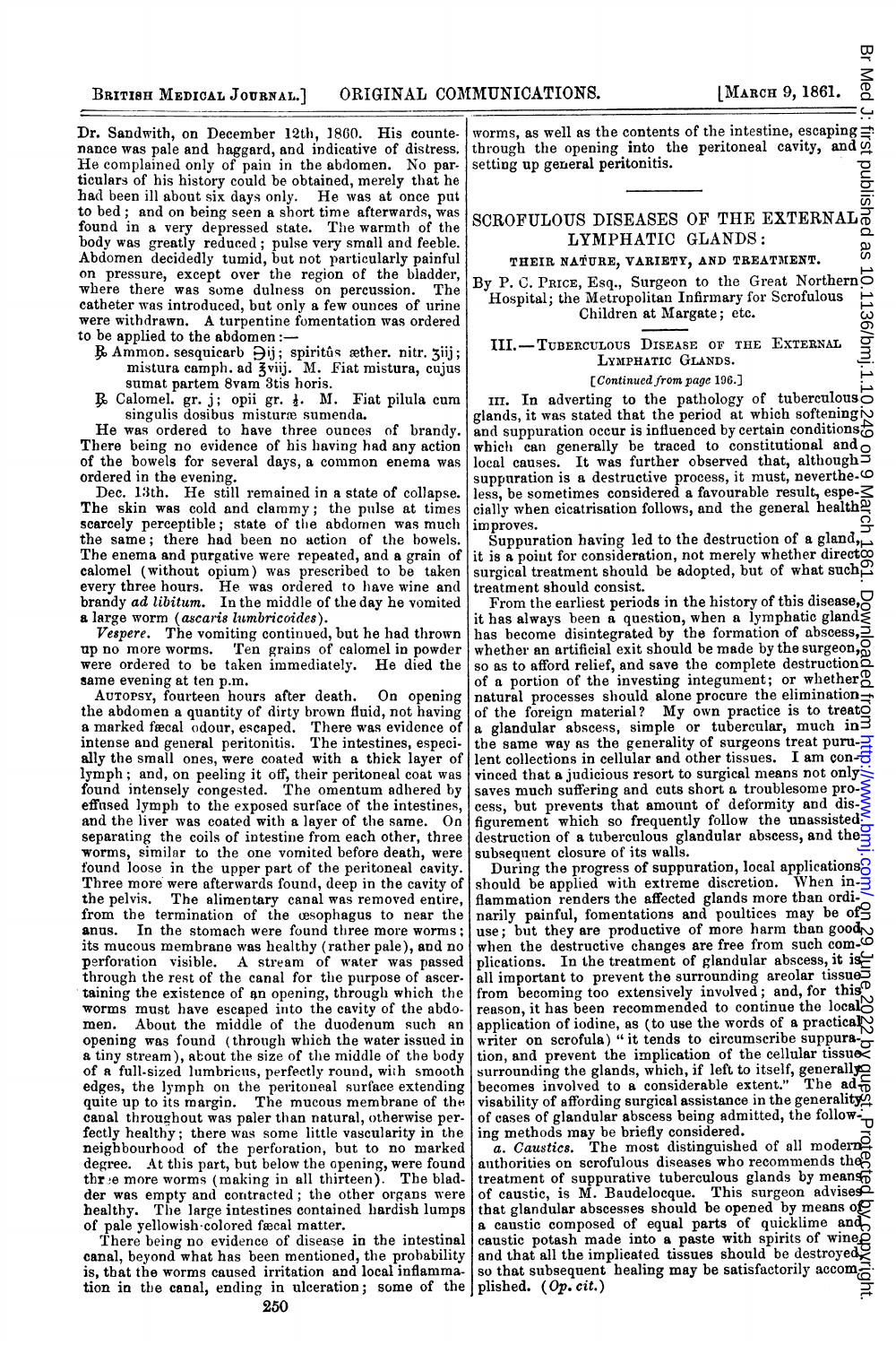Dr. Sandwith, on December 12th, 1860. His countenance was pale and haggard, and indicative of distress. He complained only of pain in the abdomen. No particulars of his history could be obtained, merely that he had been ill about six days only. He was at once put to bed; and on being seen a short time afterwards, was found in a very depressed state. The warmth of the body was greatly reduced; pulse very small and feeble. Abdomen decidedly tumid, but not particularly painful on pressure, except over the region of the bladder, where there was some dulness on percussion. The catheter was introduced, but only a few ounces of urine were withdrawn. A turpentine fomentation was ordered to be applied to the abdomen:—

℞ Ammon. sesquicarb ℈ij; spiritûs æther. nitr. ʒiij; mistura camph. ad ℥viij. M. Fiat mistura, cujus sumat partem 8vam 3tis horis.

℞ Calomel. gr. j; opii gr. ½. M. Fiat pilula cum singulis dosibus misturæ sumenda.

He was ordered to have three ounces of brandy. There being no evidence of his having had any action of the bowels for several days, a common enema was ordered in the evening.

Dec. 13th. He still remained in a state of collapse. The skin was cold and clammy; the pulse at times scarcely perceptible; state of the abdomen was much the same; there had been no action of the bowels. The enema and purgative were repeated, and a grain of calomel (without opium) was prescribed to be taken every three hours. He was ordered to have wine and brandy *ad libitum*. In the middle of the day he vomited a large worm (*ascaris lumbricoides*).

*Vespere*. The vomiting continued, but he had thrown up no more worms. Ten grains of calomel in powder were ordered to be taken immediately. He died the same evening at ten p.m.

AUTOPSY, fourteen hours after death. On opening the abdomen a quantity of dirty brown fluid, not having a marked fæcal odour, escaped. There was evidence of intense and general peritonitis. The intestines, especially the small ones, were coated with a thick layer of lymph; and, on peeling it off, their peritoneal coat was found intensely congested. The omentum adhered by effused lymph to the exposed surface of the intestines, and the liver was coated with a layer of the same. On separating the coils of intestine from each other, three worms, similar to the one vomited before death, were found loose in the upper part of the peritoneal cavity. Three more were afterwards found, deep in the cavity of the pelvis. The alimentary canal was removed entire, from the termination of the œsophagus to near the anus. In the stomach were found three more worms; its mucous membrane was healthy (rather pale), and no perforation visible. A stream of water was passed through the rest of the canal for the purpose of ascertaining the existence of an opening, through which the worms must have escaped into the cavity of the abdomen. About the middle of the duodenum such an opening was found (through which the water issued in a tiny stream), about the size of the middle of the body of a full-sized lumbricus, perfectly round, with smooth edges, the lymph on the peritoneal surface extending quite up to its margin. The mucous membrane of the canal throughout was paler than natural, otherwise perfectly healthy; there was some little vascularity in the neighbourhood of the perforation, but to no marked degree. At this part, but below the opening, were found three more worms (making in all thirteen). The bladder was empty and contracted; the other organs were healthy. The large intestines contained hardish lumps of pale yellowish-colored fæcal matter.

There being no evidence of disease in the intestinal canal, beyond what has been mentioned, the probability is, that the worms caused irritation and local inflammation in the canal, ending in ulceration; some of the worms, as well as the contents of the intestine, escaping through the opening into the peritoneal cavity, and setting up general peritonitis.

---

# SCROFULOUS DISEASES OF THE EXTERNAL LYMPHATIC GLANDS:

### THEIR NATURE, VARIETY, AND TREATMENT.

By P. C. PRICE, Esq., Surgeon to the Great Northern Hospital; the Metropolitan Infirmary for Scrofulous Children at Margate; etc.

## III.—TUBERCULOUS DISEASE OF THE EXTERNAL LYMPHATIC GLANDS.

[*Continued from page* 196.]

III. In adverting to the pathology of tuberculous glands, it was stated that the period at which softening and suppuration occur is influenced by certain conditions which can generally be traced to constitutional and local causes. It was further observed that, although suppuration is a destructive process, it must, nevertheless, be sometimes considered a favourable result, especially when cicatrisation follows, and the general health improves.

Suppuration having led to the destruction of a gland, it is a point for consideration, not merely whether direct surgical treatment should be adopted, but of what such treatment should consist.

From the earliest periods in the history of this disease, it has always been a question, when a lymphatic gland has become disintegrated by the formation of abscess, whether an artificial exit should be made by the surgeon, so as to afford relief, and save the complete destruction of a portion of the investing integument; or whether natural processes should alone procure the elimination of the foreign material? My own practice is to treat a glandular abscess, simple or tubercular, much in the same way as the generality of surgeons treat purulent collections in cellular and other tissues. I am convinced that a judicious resort to surgical means not only saves much suffering and cuts short a troublesome process, but prevents that amount of deformity and disfigurement which so frequently follow the unassisted destruction of a tuberculous glandular abscess, and the subsequent closure of its walls.

During the progress of suppuration, local applications should be applied with extreme discretion. When inflammation renders the affected glands more than ordinarily painful, fomentations and poultices may be of use; but they are productive of more harm than good when the destructive changes are free from such complications. In the treatment of glandular abscess, it is all important to prevent the surrounding areolar tissue from becoming too extensively involved; and, for this reason, it has been recommended to continue the local application of iodine, as (to use the words of a practical writer on scrofula) "it tends to circumscribe suppuration, and prevent the implication of the cellular tissue surrounding the glands, which, if left to itself, generally becomes involved to a considerable extent." The advisability of affording surgical assistance in the generality of cases of glandular abscess being admitted, the following methods may be briefly considered.

*a. Caustics.* The most distinguished of all modern authorities on scrofulous diseases who recommends the treatment of suppurative tuberculous glands by means of caustic, is M. Baudelocque. This surgeon advises that glandular abscesses should be opened by means of a caustic composed of equal parts of quicklime and caustic potash made into a paste with spirits of wine, and that all the implicated tissues should be destroyed, so that subsequent healing may be satisfactorily accomplished. (*Op. cit.*)